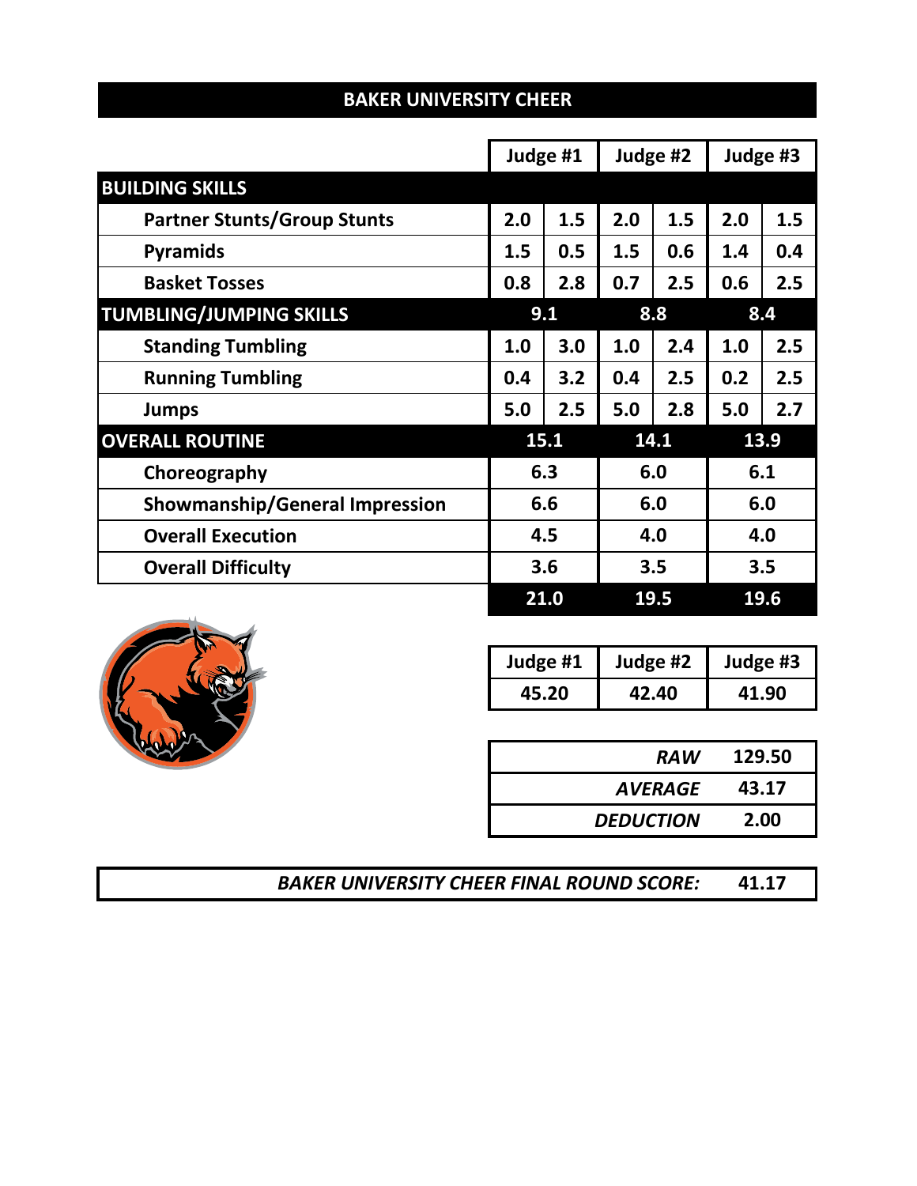## BAKER UNIVERSITY CHEER

| | Judge #1 | | Judge #2 | | Judge #3 | |
|---|---|---|---|---|---|---|
| **BUILDING SKILLS** | | | | | | |
| Partner Stunts/Group Stunts | 2.0 | 1.5 | 2.0 | 1.5 | 2.0 | 1.5 |
| Pyramids | 1.5 | 0.5 | 1.5 | 0.6 | 1.4 | 0.4 |
| Basket Tosses | 0.8 | 2.8 | 0.7 | 2.5 | 0.6 | 2.5 |
| **TUMBLING/JUMPING SKILLS** | 9.1 | | 8.8 | | 8.4 | |
| Standing Tumbling | 1.0 | 3.0 | 1.0 | 2.4 | 1.0 | 2.5 |
| Running Tumbling | 0.4 | 3.2 | 0.4 | 2.5 | 0.2 | 2.5 |
| Jumps | 5.0 | 2.5 | 5.0 | 2.8 | 5.0 | 2.7 |
| **OVERALL ROUTINE** | 15.1 | | 14.1 | | 13.9 | |
| Choreography | 6.3 | | 6.0 | | 6.1 | |
| Showmanship/General Impression | 6.6 | | 6.0 | | 6.0 | |
| Overall Execution | 4.5 | | 4.0 | | 4.0 | |
| Overall Difficulty | 3.6 | | 3.5 | | 3.5 | |
| | 21.0 | | 19.5 | | 19.6 | |

| Judge #1 | Judge #2 | Judge #3 |
|---|---|---|
| 45.20 | 42.40 | 41.90 |

| | |
|---|---|
| *RAW* | 129.50 |
| *AVERAGE* | 43.17 |
| *DEDUCTION* | 2.00 |

***BAKER UNIVERSITY CHEER FINAL ROUND SCORE:*** **41.17**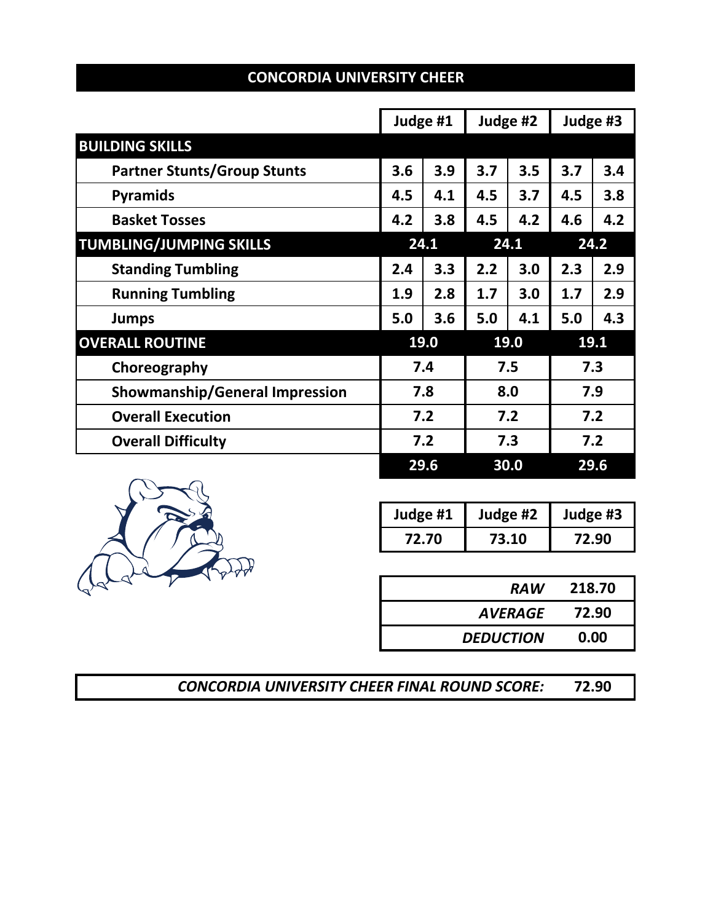## CONCORDIA UNIVERSITY CHEER

| | Judge #1 | | Judge #2 | | Judge #3 | |
|---|---|---|---|---|---|---|
| **BUILDING SKILLS** | | | | | | |
| Partner Stunts/Group Stunts | 3.6 | 3.9 | 3.7 | 3.5 | 3.7 | 3.4 |
| Pyramids | 4.5 | 4.1 | 4.5 | 3.7 | 4.5 | 3.8 |
| Basket Tosses | 4.2 | 3.8 | 4.5 | 4.2 | 4.6 | 4.2 |
| **TUMBLING/JUMPING SKILLS** | 24.1 | | 24.1 | | 24.2 | |
| Standing Tumbling | 2.4 | 3.3 | 2.2 | 3.0 | 2.3 | 2.9 |
| Running Tumbling | 1.9 | 2.8 | 1.7 | 3.0 | 1.7 | 2.9 |
| Jumps | 5.0 | 3.6 | 5.0 | 4.1 | 5.0 | 4.3 |
| **OVERALL ROUTINE** | 19.0 | | 19.0 | | 19.1 | |
| Choreography | 7.4 | | 7.5 | | 7.3 | |
| Showmanship/General Impression | 7.8 | | 8.0 | | 7.9 | |
| Overall Execution | 7.2 | | 7.2 | | 7.2 | |
| Overall Difficulty | 7.2 | | 7.3 | | 7.2 | |
| | 29.6 | | 30.0 | | 29.6 | |

| Judge #1 | Judge #2 | Judge #3 |
|---|---|---|
| 72.70 | 73.10 | 72.90 |

| | |
|---|---|
| *RAW* | 218.70 |
| *AVERAGE* | 72.90 |
| *DEDUCTION* | 0.00 |

***CONCORDIA UNIVERSITY CHEER FINAL ROUND SCORE:*** **72.90**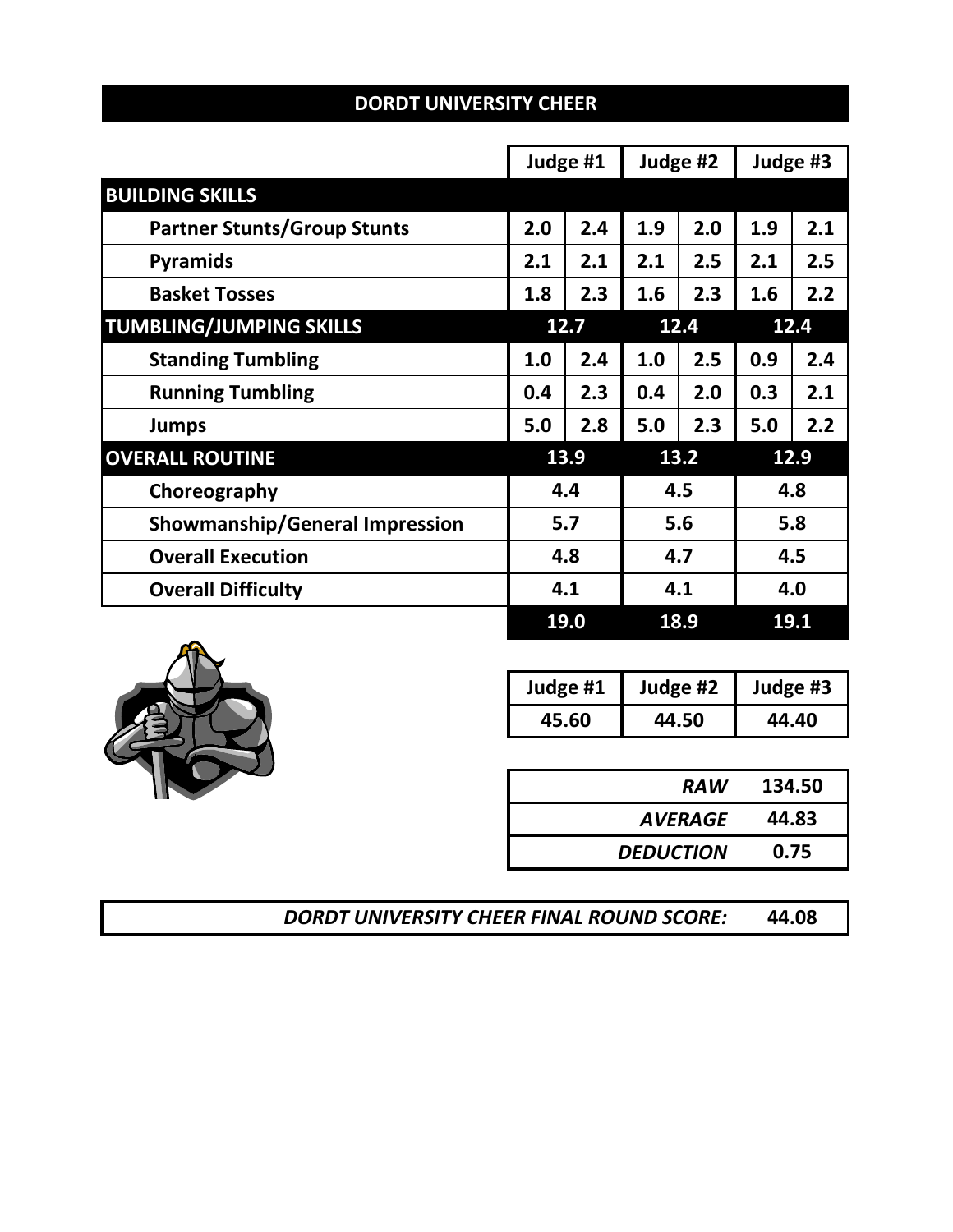## DORDT UNIVERSITY CHEER

| | Judge #1 | | Judge #2 | | Judge #3 | |
|---|---|---|---|---|---|---|
| **BUILDING SKILLS** | | | | | | |
| Partner Stunts/Group Stunts | 2.0 | 2.4 | 1.9 | 2.0 | 1.9 | 2.1 |
| Pyramids | 2.1 | 2.1 | 2.1 | 2.5 | 2.1 | 2.5 |
| Basket Tosses | 1.8 | 2.3 | 1.6 | 2.3 | 1.6 | 2.2 |
| **TUMBLING/JUMPING SKILLS** | 12.7 | | 12.4 | | 12.4 | |
| Standing Tumbling | 1.0 | 2.4 | 1.0 | 2.5 | 0.9 | 2.4 |
| Running Tumbling | 0.4 | 2.3 | 0.4 | 2.0 | 0.3 | 2.1 |
| Jumps | 5.0 | 2.8 | 5.0 | 2.3 | 5.0 | 2.2 |
| **OVERALL ROUTINE** | 13.9 | | 13.2 | | 12.9 | |
| Choreography | 4.4 | | 4.5 | | 4.8 | |
| Showmanship/General Impression | 5.7 | | 5.6 | | 5.8 | |
| Overall Execution | 4.8 | | 4.7 | | 4.5 | |
| Overall Difficulty | 4.1 | | 4.1 | | 4.0 | |
| | 19.0 | | 18.9 | | 19.1 | |

| Judge #1 | Judge #2 | Judge #3 |
|---|---|---|
| 45.60 | 44.50 | 44.40 |

| | |
|---|---|
| *RAW* | 134.50 |
| *AVERAGE* | 44.83 |
| *DEDUCTION* | 0.75 |

***DORDT UNIVERSITY CHEER FINAL ROUND SCORE:*** **44.08**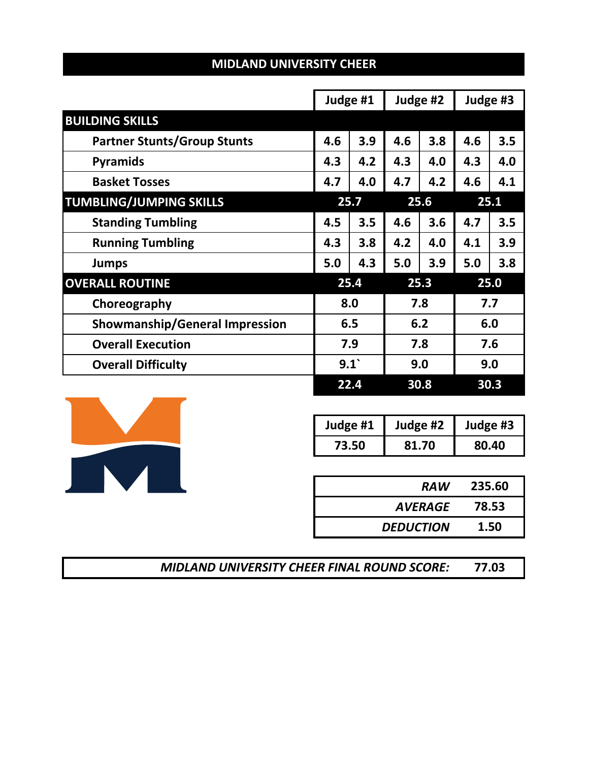## MIDLAND UNIVERSITY CHEER

| | Judge #1 | | Judge #2 | | Judge #3 | |
|---|---|---|---|---|---|---|
| **BUILDING SKILLS** | | | | | | |
| Partner Stunts/Group Stunts | 4.6 | 3.9 | 4.6 | 3.8 | 4.6 | 3.5 |
| Pyramids | 4.3 | 4.2 | 4.3 | 4.0 | 4.3 | 4.0 |
| Basket Tosses | 4.7 | 4.0 | 4.7 | 4.2 | 4.6 | 4.1 |
| **TUMBLING/JUMPING SKILLS** | 25.7 | | 25.6 | | 25.1 | |
| Standing Tumbling | 4.5 | 3.5 | 4.6 | 3.6 | 4.7 | 3.5 |
| Running Tumbling | 4.3 | 3.8 | 4.2 | 4.0 | 4.1 | 3.9 |
| Jumps | 5.0 | 4.3 | 5.0 | 3.9 | 5.0 | 3.8 |
| **OVERALL ROUTINE** | 25.4 | | 25.3 | | 25.0 | |
| Choreography | 8.0 | | 7.8 | | 7.7 | |
| Showmanship/General Impression | 6.5 | | 6.2 | | 6.0 | |
| Overall Execution | 7.9 | | 7.8 | | 7.6 | |
| Overall Difficulty | 9.1` | | 9.0 | | 9.0 | |
| | 22.4 | | 30.8 | | 30.3 | |

| Judge #1 | Judge #2 | Judge #3 |
|---|---|---|
| 73.50 | 81.70 | 80.40 |

| | |
|---|---|
| *RAW* | 235.60 |
| *AVERAGE* | 78.53 |
| *DEDUCTION* | 1.50 |

| | |
|---|---|
| ***MIDLAND UNIVERSITY CHEER FINAL ROUND SCORE:*** | **77.03** |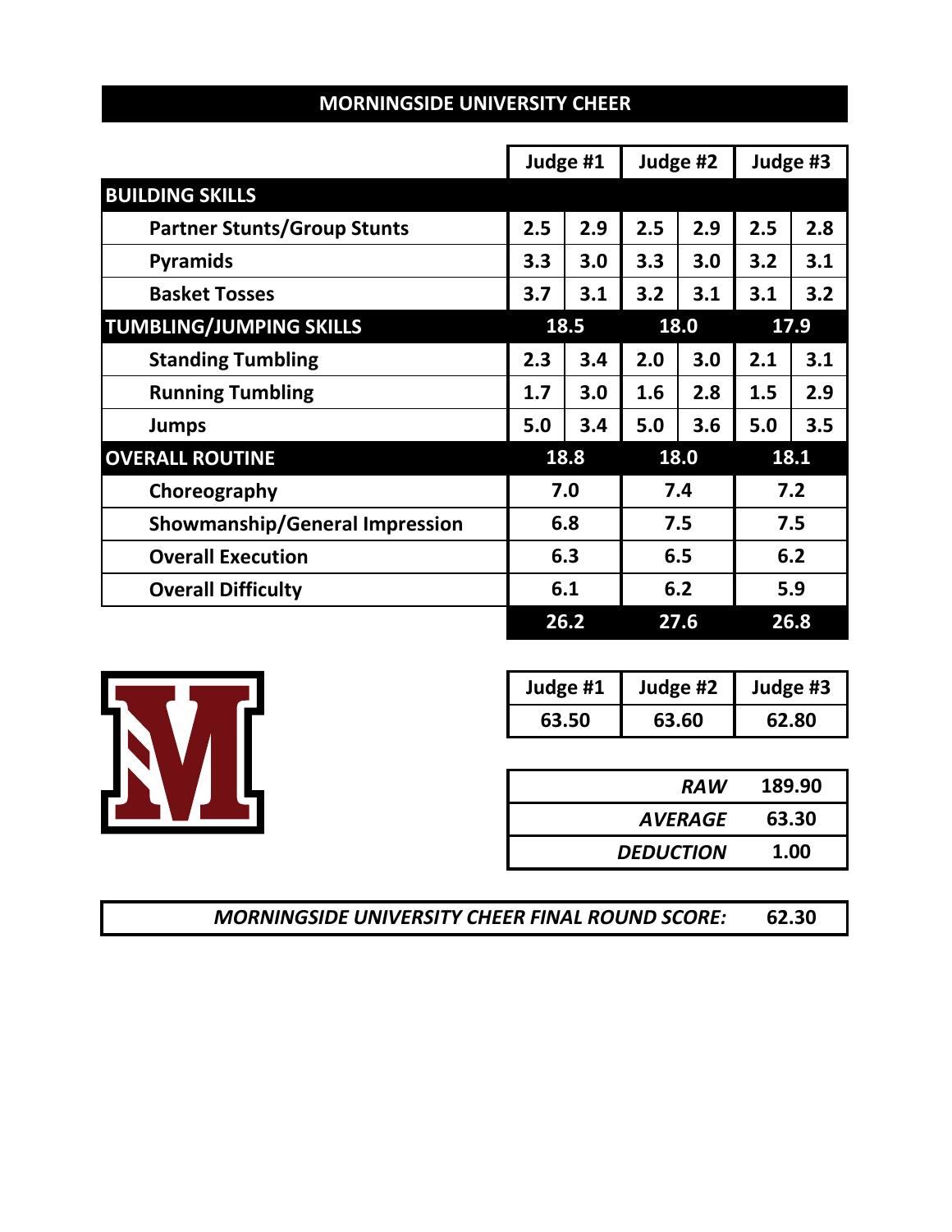## MORNINGSIDE UNIVERSITY CHEER

| | Judge #1 | | Judge #2 | | Judge #3 | |
|---|---|---|---|---|---|---|
| **BUILDING SKILLS** | | | | | | |
| Partner Stunts/Group Stunts | 2.5 | 2.9 | 2.5 | 2.9 | 2.5 | 2.8 |
| Pyramids | 3.3 | 3.0 | 3.3 | 3.0 | 3.2 | 3.1 |
| Basket Tosses | 3.7 | 3.1 | 3.2 | 3.1 | 3.1 | 3.2 |
| **TUMBLING/JUMPING SKILLS** | 18.5 | | 18.0 | | 17.9 | |
| Standing Tumbling | 2.3 | 3.4 | 2.0 | 3.0 | 2.1 | 3.1 |
| Running Tumbling | 1.7 | 3.0 | 1.6 | 2.8 | 1.5 | 2.9 |
| Jumps | 5.0 | 3.4 | 5.0 | 3.6 | 5.0 | 3.5 |
| **OVERALL ROUTINE** | 18.8 | | 18.0 | | 18.1 | |
| Choreography | 7.0 | | 7.4 | | 7.2 | |
| Showmanship/General Impression | 6.8 | | 7.5 | | 7.5 | |
| Overall Execution | 6.3 | | 6.5 | | 6.2 | |
| Overall Difficulty | 6.1 | | 6.2 | | 5.9 | |
| | 26.2 | | 27.6 | | 26.8 | |

| Judge #1 | Judge #2 | Judge #3 |
|---|---|---|
| 63.50 | 63.60 | 62.80 |

| | |
|---|---|
| *RAW* | 189.90 |
| *AVERAGE* | 63.30 |
| *DEDUCTION* | 1.00 |

***MORNINGSIDE UNIVERSITY CHEER FINAL ROUND SCORE:*** **62.30**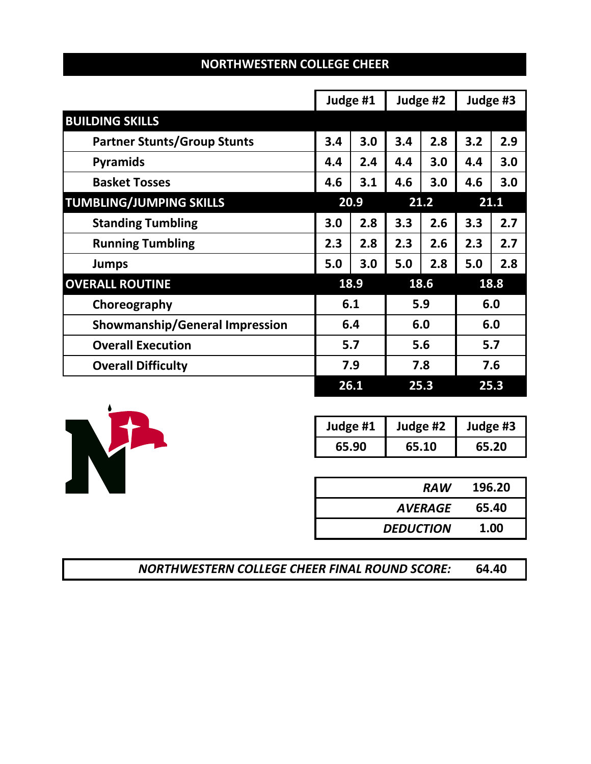## NORTHWESTERN COLLEGE CHEER

| | Judge #1 | | Judge #2 | | Judge #3 | |
|---|---|---|---|---|---|---|
| **BUILDING SKILLS** | | | | | | |
| Partner Stunts/Group Stunts | 3.4 | 3.0 | 3.4 | 2.8 | 3.2 | 2.9 |
| Pyramids | 4.4 | 2.4 | 4.4 | 3.0 | 4.4 | 3.0 |
| Basket Tosses | 4.6 | 3.1 | 4.6 | 3.0 | 4.6 | 3.0 |
| **TUMBLING/JUMPING SKILLS** | 20.9 | | 21.2 | | 21.1 | |
| Standing Tumbling | 3.0 | 2.8 | 3.3 | 2.6 | 3.3 | 2.7 |
| Running Tumbling | 2.3 | 2.8 | 2.3 | 2.6 | 2.3 | 2.7 |
| Jumps | 5.0 | 3.0 | 5.0 | 2.8 | 5.0 | 2.8 |
| **OVERALL ROUTINE** | 18.9 | | 18.6 | | 18.8 | |
| Choreography | 6.1 | | 5.9 | | 6.0 | |
| Showmanship/General Impression | 6.4 | | 6.0 | | 6.0 | |
| Overall Execution | 5.7 | | 5.6 | | 5.7 | |
| Overall Difficulty | 7.9 | | 7.8 | | 7.6 | |
| | 26.1 | | 25.3 | | 25.3 | |

| Judge #1 | Judge #2 | Judge #3 |
|---|---|---|
| 65.90 | 65.10 | 65.20 |

| | |
|---|---|
| *RAW* | 196.20 |
| *AVERAGE* | 65.40 |
| *DEDUCTION* | 1.00 |

***NORTHWESTERN COLLEGE CHEER FINAL ROUND SCORE:*** **64.40**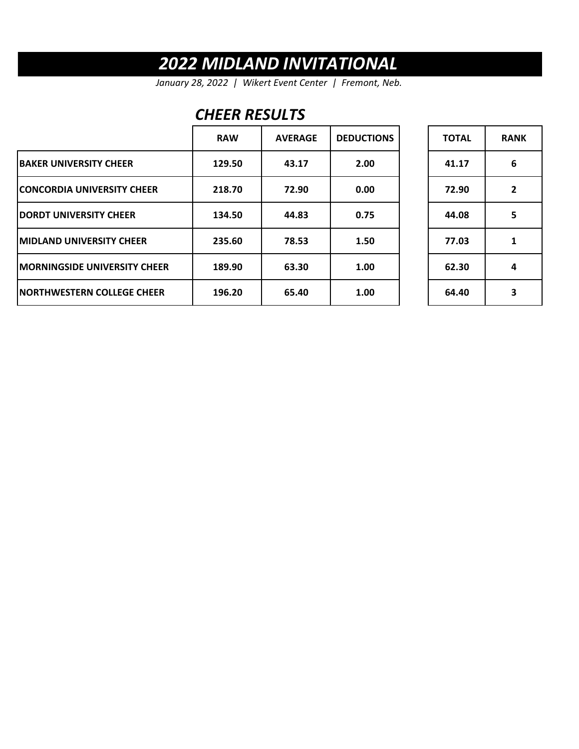# *2022 MIDLAND INVITATIONAL*

*January 28, 2022 | Wikert Event Center | Fremont, Neb.*

## *CHEER RESULTS*

| | RAW | AVERAGE | DEDUCTIONS | TOTAL | RANK |
|---|---|---|---|---|---|
| **BAKER UNIVERSITY CHEER** | 129.50 | 43.17 | 2.00 | 41.17 | 6 |
| **CONCORDIA UNIVERSITY CHEER** | 218.70 | 72.90 | 0.00 | 72.90 | 2 |
| **DORDT UNIVERSITY CHEER** | 134.50 | 44.83 | 0.75 | 44.08 | 5 |
| **MIDLAND UNIVERSITY CHEER** | 235.60 | 78.53 | 1.50 | 77.03 | 1 |
| **MORNINGSIDE UNIVERSITY CHEER** | 189.90 | 63.30 | 1.00 | 62.30 | 4 |
| **NORTHWESTERN COLLEGE CHEER** | 196.20 | 65.40 | 1.00 | 64.40 | 3 |